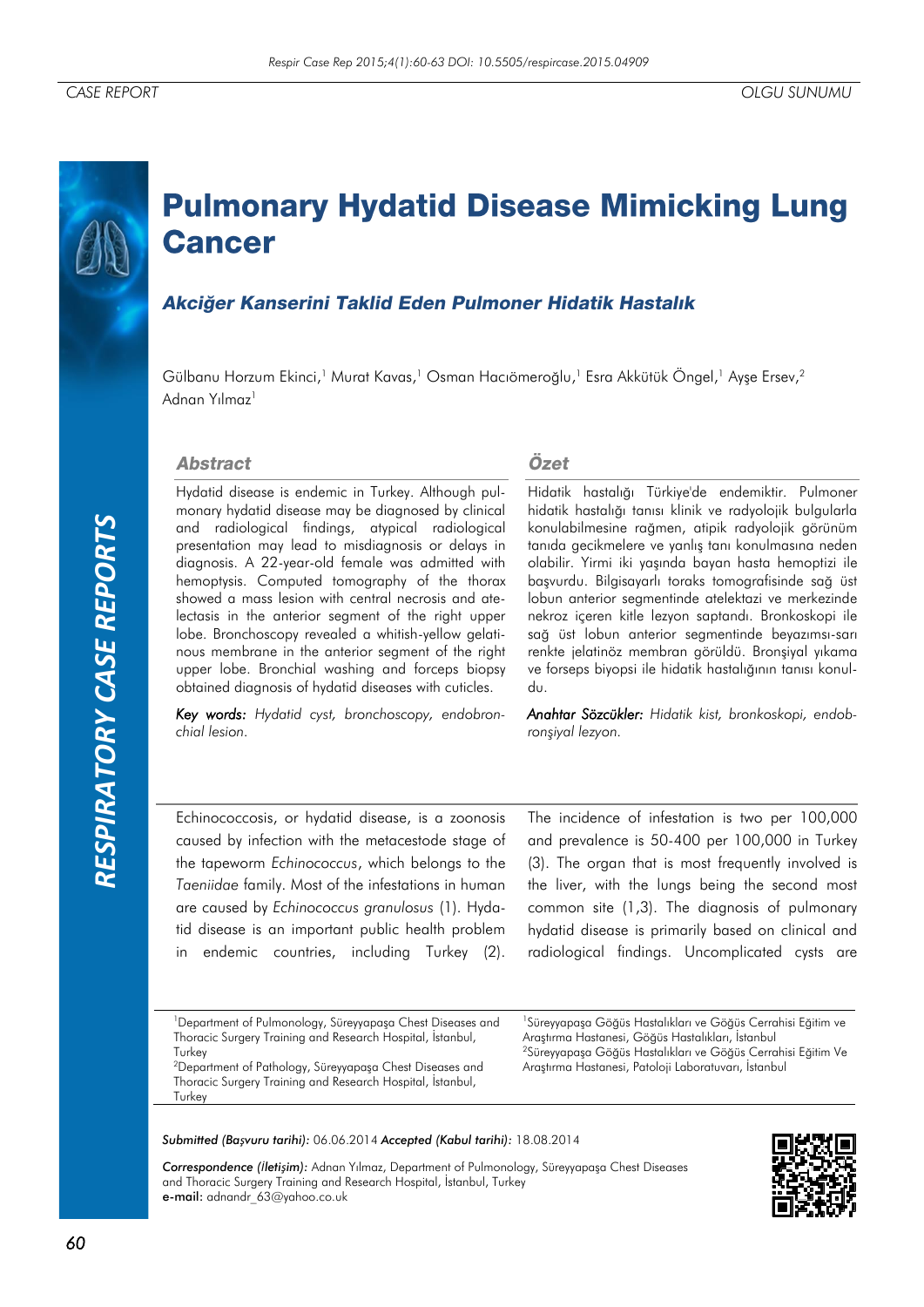CASE REPORT

OLGU SUNUMU

# Pulmonary Hydatid Disease Mimicking Lung Cancer

## *Akciğer Kanserini Taklid Eden Pulmoner Hidatik Hastalık*

Gülbanu Horzum Ekinci,[1] Murat Kavas,[1] Osman Hacıömeroğlu,[1] Esra Akkütük Öngel,[1] Ayşe Ersev,[2] Adnan Yılmaz[1]

### Abstract

Hydatid disease is endemic in Turkey. Although pulmonary hydatid disease may be diagnosed by clinical and radiological findings, atypical radiological presentation may lead to misdiagnosis or delays in diagnosis. A 22-year-old female was admitted with hemoptysis. Computed tomography of the thorax showed a mass lesion with central necrosis and atelectasis in the anterior segment of the right upper lobe. Bronchoscopy revealed a whitish-yellow gelatinous membrane in the anterior segment of the right upper lobe. Bronchial washing and forceps biopsy obtained diagnosis of hydatid diseases with cuticles.

*Key words:* *Hydatid cyst, bronchoscopy, endobronchial lesion.*

### Özet

Hidatik hastalığı Türkiye'de endemiktir. Pulmoner hidatik hastalığı tanısı klinik ve radyolojik bulgularla konulabilmesine rağmen, atipik radyolojik görünüm tanıda gecikmelere ve yanlış tanı konulmasına neden olabilir. Yirmi iki yaşında bayan hasta hemoptizi ile başvurdu. Bilgisayarlı toraks tomografisinde sağ üst lobun anterior segmentinde atelektazi ve merkezinde nekroz içeren kitle lezyon saptandı. Bronkoskopi ile sağ üst lobun anterior segmentinde beyazımsı-sarı renkte jelatinöz membran görüldü. Bronşiyal yıkama ve forseps biyopsi ile hidatik hastalığının tanısı konuldu.

*Anahtar Sözcükler:* *Hidatik kist, bronkoskopi, endobronşiyal lezyon.*

Echinococcosis, or hydatid disease, is a zoonosis caused by infection with the metacestode stage of the tapeworm *Echinococcus*, which belongs to the *Taeniidae* family. Most of the infestations in human are caused by *Echinococcus granulosus* (1). Hydatid disease is an important public health problem in endemic countries, including Turkey (2). The incidence of infestation is two per 100,000 and prevalence is 50-400 per 100,000 in Turkey (3). The organ that is most frequently involved is the liver, with the lungs being the second most common site (1,3). The diagnosis of pulmonary hydatid disease is primarily based on clinical and radiological findings. Uncomplicated cysts are

[1]Department of Pulmonology, Süreyyapaşa Chest Diseases and Thoracic Surgery Training and Research Hospital, İstanbul, Turkey
[2]Department of Pathology, Süreyyapaşa Chest Diseases and Thoracic Surgery Training and Research Hospital, İstanbul, Turkey

[1]Süreyyapaşa Göğüs Hastalıkları ve Göğüs Cerrahisi Eğitim ve Araştırma Hastanesi, Göğüs Hastalıkları, İstanbul
[2]Süreyyapaşa Göğüs Hastalıkları ve Göğüs Cerrahisi Eğitim Ve Araştırma Hastanesi, Patoloji Laboratuvarı, İstanbul

*Submitted (Başvuru tarihi):* 06.06.2014 *Accepted (Kabul tarihi):* 18.08.2014

*Correspondence (İletişim):* Adnan Yılmaz, Department of Pulmonology, Süreyyapaşa Chest Diseases and Thoracic Surgery Training and Research Hospital, İstanbul, Turkey
**e-mail:** adnandr_63@yahoo.co.uk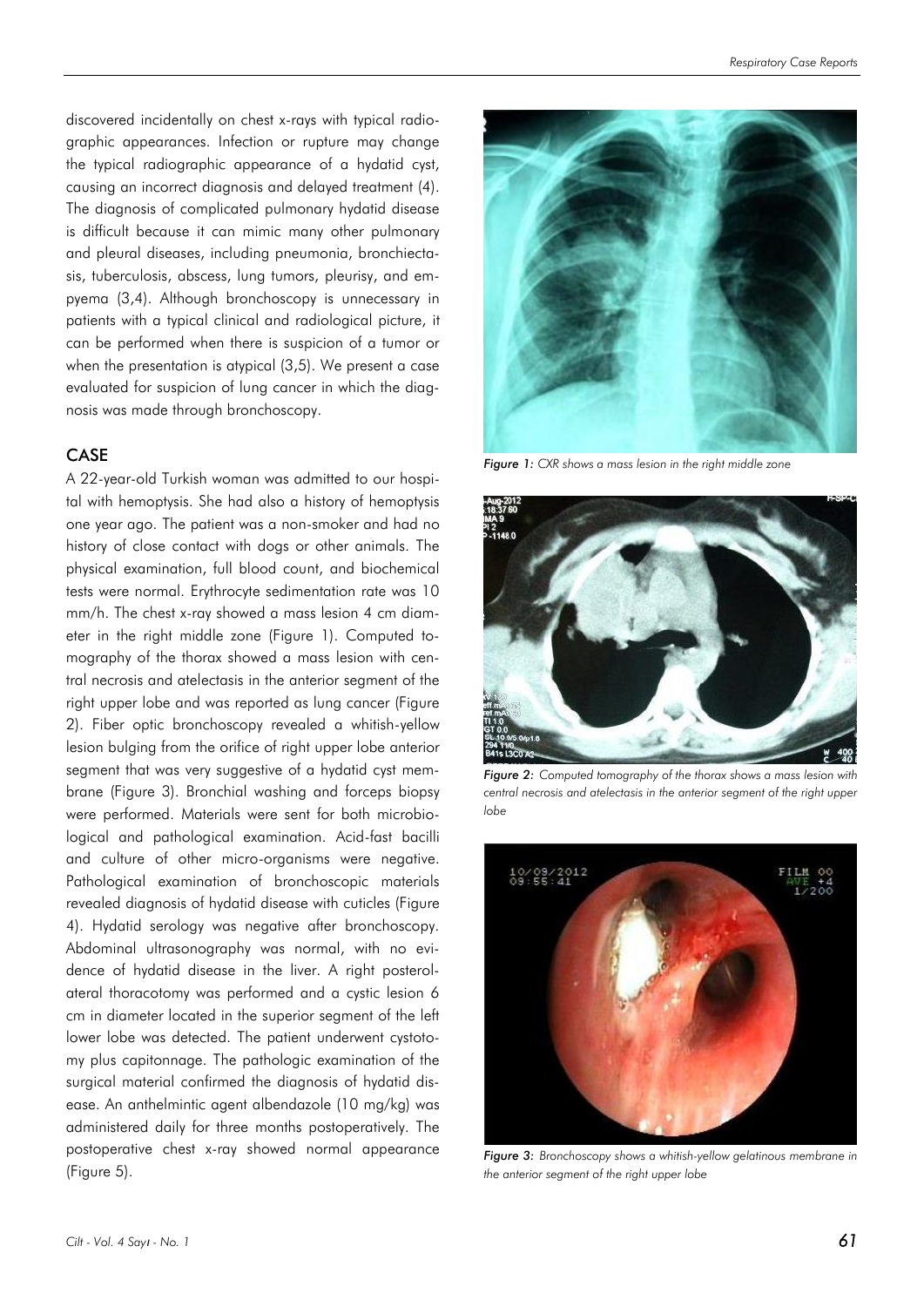discovered incidentally on chest x-rays with typical radiographic appearances. Infection or rupture may change the typical radiographic appearance of a hydatid cyst, causing an incorrect diagnosis and delayed treatment (4). The diagnosis of complicated pulmonary hydatid disease is difficult because it can mimic many other pulmonary and pleural diseases, including pneumonia, bronchiectasis, tuberculosis, abscess, lung tumors, pleurisy, and empyema (3,4). Although bronchoscopy is unnecessary in patients with a typical clinical and radiological picture, it can be performed when there is suspicion of a tumor or when the presentation is atypical (3,5). We present a case evaluated for suspicion of lung cancer in which the diagnosis was made through bronchoscopy.

## CASE

A 22-year-old Turkish woman was admitted to our hospital with hemoptysis. She had also a history of hemoptysis one year ago. The patient was a non-smoker and had no history of close contact with dogs or other animals. The physical examination, full blood count, and biochemical tests were normal. Erythrocyte sedimentation rate was 10 mm/h. The chest x-ray showed a mass lesion 4 cm diameter in the right middle zone (Figure 1). Computed tomography of the thorax showed a mass lesion with central necrosis and atelectasis in the anterior segment of the right upper lobe and was reported as lung cancer (Figure 2). Fiber optic bronchoscopy revealed a whitish-yellow lesion bulging from the orifice of right upper lobe anterior segment that was very suggestive of a hydatid cyst membrane (Figure 3). Bronchial washing and forceps biopsy were performed. Materials were sent for both microbiological and pathological examination. Acid-fast bacilli and culture of other micro-organisms were negative. Pathological examination of bronchoscopic materials revealed diagnosis of hydatid disease with cuticles (Figure 4). Hydatid serology was negative after bronchoscopy. Abdominal ultrasonography was normal, with no evidence of hydatid disease in the liver. A right posterolateral thoracotomy was performed and a cystic lesion 6 cm in diameter located in the superior segment of the left lower lobe was detected. The patient underwent cystotomy plus capitonnage. The pathologic examination of the surgical material confirmed the diagnosis of hydatid disease. An anthelmintic agent albendazole (10 mg/kg) was administered daily for three months postoperatively. The postoperative chest x-ray showed normal appearance (Figure 5).

*Figure 1: CXR shows a mass lesion in the right middle zone*

*Figure 2: Computed tomography of the thorax shows a mass lesion with central necrosis and atelectasis in the anterior segment of the right upper lobe*

*Figure 3: Bronchoscopy shows a whitish-yellow gelatinous membrane in the anterior segment of the right upper lobe*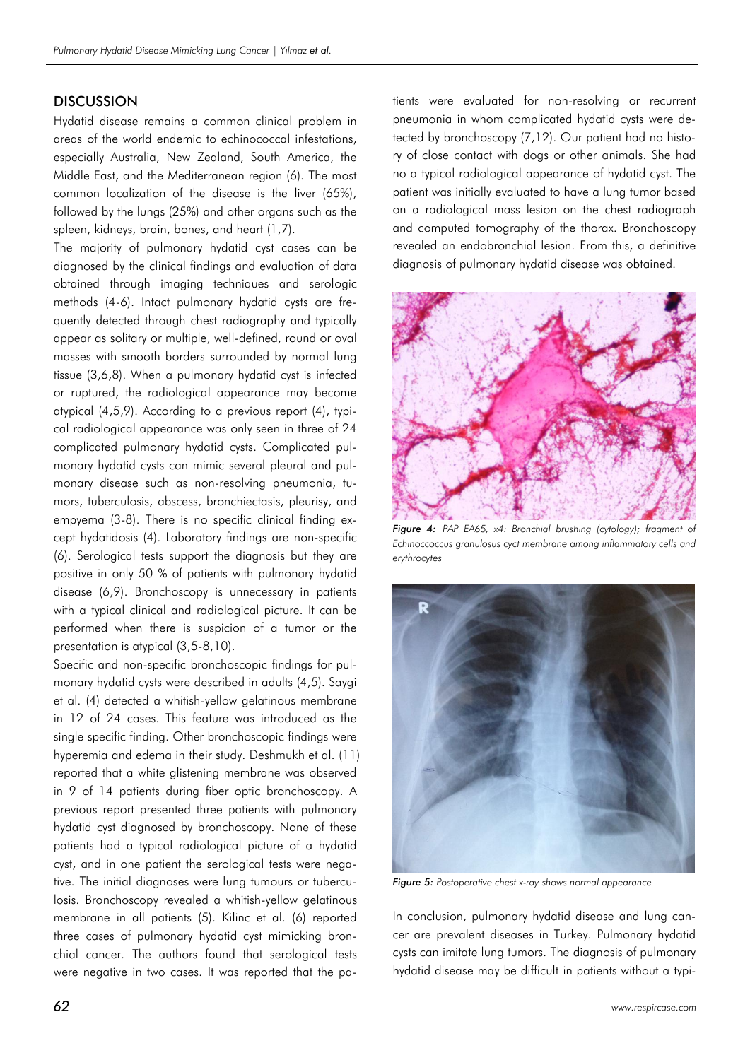## DISCUSSION

Hydatid disease remains a common clinical problem in areas of the world endemic to echinococcal infestations, especially Australia, New Zealand, South America, the Middle East, and the Mediterranean region (6). The most common localization of the disease is the liver (65%), followed by the lungs (25%) and other organs such as the spleen, kidneys, brain, bones, and heart (1,7).

The majority of pulmonary hydatid cyst cases can be diagnosed by the clinical findings and evaluation of data obtained through imaging techniques and serologic methods (4-6). Intact pulmonary hydatid cysts are frequently detected through chest radiography and typically appear as solitary or multiple, well-defined, round or oval masses with smooth borders surrounded by normal lung tissue (3,6,8). When a pulmonary hydatid cyst is infected or ruptured, the radiological appearance may become atypical (4,5,9). According to a previous report (4), typical radiological appearance was only seen in three of 24 complicated pulmonary hydatid cysts. Complicated pulmonary hydatid cysts can mimic several pleural and pulmonary disease such as non-resolving pneumonia, tumors, tuberculosis, abscess, bronchiectasis, pleurisy, and empyema (3-8). There is no specific clinical finding except hydatidosis (4). Laboratory findings are non-specific (6). Serological tests support the diagnosis but they are positive in only 50 % of patients with pulmonary hydatid disease (6,9). Bronchoscopy is unnecessary in patients with a typical clinical and radiological picture. It can be performed when there is suspicion of a tumor or the presentation is atypical (3,5-8,10).

Specific and non-specific bronchoscopic findings for pulmonary hydatid cysts were described in adults (4,5). Saygi et al. (4) detected a whitish-yellow gelatinous membrane in 12 of 24 cases. This feature was introduced as the single specific finding. Other bronchoscopic findings were hyperemia and edema in their study. Deshmukh et al. (11) reported that a white glistening membrane was observed in 9 of 14 patients during fiber optic bronchoscopy. A previous report presented three patients with pulmonary hydatid cyst diagnosed by bronchoscopy. None of these patients had a typical radiological picture of a hydatid cyst, and in one patient the serological tests were negative. The initial diagnoses were lung tumours or tuberculosis. Bronchoscopy revealed a whitish-yellow gelatinous membrane in all patients (5). Kilinc et al. (6) reported three cases of pulmonary hydatid cyst mimicking bronchial cancer. The authors found that serological tests were negative in two cases. It was reported that the patients were evaluated for non-resolving or recurrent pneumonia in whom complicated hydatid cysts were detected by bronchoscopy (7,12). Our patient had no history of close contact with dogs or other animals. She had no a typical radiological appearance of hydatid cyst. The patient was initially evaluated to have a lung tumor based on a radiological mass lesion on the chest radiograph and computed tomography of the thorax. Bronchoscopy revealed an endobronchial lesion. From this, a definitive diagnosis of pulmonary hydatid disease was obtained.

*Figure 4: PAP EA65, x4: Bronchial brushing (cytology); fragment of Echinoccoccus granulosus cyct membrane among inflammatory cells and erythrocytes*

*Figure 5: Postoperative chest x-ray shows normal appearance*

In conclusion, pulmonary hydatid disease and lung cancer are prevalent diseases in Turkey. Pulmonary hydatid cysts can imitate lung tumors. The diagnosis of pulmonary hydatid disease may be difficult in patients without a typi-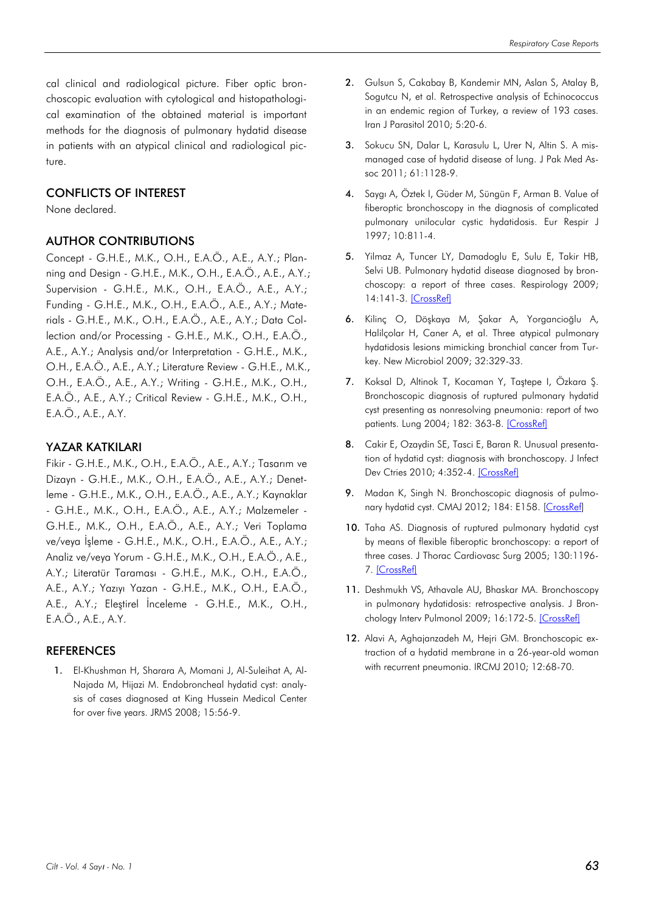cal clinical and radiological picture. Fiber optic bronchoscopic evaluation with cytological and histopathological examination of the obtained material is important methods for the diagnosis of pulmonary hydatid disease in patients with an atypical clinical and radiological picture.

## CONFLICTS OF INTEREST

None declared.

## AUTHOR CONTRIBUTIONS

Concept - G.H.E., M.K., O.H., E.A.Ö., A.E., A.Y.; Planning and Design - G.H.E., M.K., O.H., E.A.Ö., A.E., A.Y.; Supervision - G.H.E., M.K., O.H., E.A.Ö., A.E., A.Y.; Funding - G.H.E., M.K., O.H., E.A.Ö., A.E., A.Y.; Materials - G.H.E., M.K., O.H., E.A.Ö., A.E., A.Y.; Data Collection and/or Processing - G.H.E., M.K., O.H., E.A.Ö., A.E., A.Y.; Analysis and/or Interpretation - G.H.E., M.K., O.H., E.A.Ö., A.E., A.Y.; Literature Review - G.H.E., M.K., O.H., E.A.Ö., A.E., A.Y.; Writing - G.H.E., M.K., O.H., E.A.Ö., A.E., A.Y.; Critical Review - G.H.E., M.K., O.H., E.A.Ö., A.E., A.Y.

## YAZAR KATKILARI

Fikir - G.H.E., M.K., O.H., E.A.Ö., A.E., A.Y.; Tasarım ve Dizayn - G.H.E., M.K., O.H., E.A.Ö., A.E., A.Y.; Denetleme - G.H.E., M.K., O.H., E.A.Ö., A.E., A.Y.; Kaynaklar - G.H.E., M.K., O.H., E.A.Ö., A.E., A.Y.; Malzemeler - G.H.E., M.K., O.H., E.A.Ö., A.E., A.Y.; Veri Toplama ve/veya İşleme - G.H.E., M.K., O.H., E.A.Ö., A.E., A.Y.; Analiz ve/veya Yorum - G.H.E., M.K., O.H., E.A.Ö., A.E., A.Y.; Literatür Taraması - G.H.E., M.K., O.H., E.A.Ö., A.E., A.Y.; Yazıyı Yazan - G.H.E., M.K., O.H., E.A.Ö., A.E., A.Y.; Eleştirel İnceleme - G.H.E., M.K., O.H., E.A.Ö., A.E., A.Y.

## REFERENCES

1. El-Khushman H, Sharara A, Momani J, Al-Suleihat A, Al-Najada M, Hijazi M. Endobroncheal hydatid cyst: analysis of cases diagnosed at King Hussein Medical Center for over five years. JRMS 2008; 15:56-9.
2. Gulsun S, Cakabay B, Kandemir MN, Aslan S, Atalay B, Sogutcu N, et al. Retrospective analysis of Echinococcus in an endemic region of Turkey, a review of 193 cases. Iran J Parasitol 2010; 5:20-6.
3. Sokucu SN, Dalar L, Karasulu L, Urer N, Altin S. A mismanaged case of hydatid disease of lung. J Pak Med Assoc 2011; 61:1128-9.
4. Saygı A, Öztek I, Güder M, Süngün F, Arman B. Value of fiberoptic bronchoscopy in the diagnosis of complicated pulmonary unilocular cystic hydatidosis. Eur Respir J 1997; 10:811-4.
5. Yilmaz A, Tuncer LY, Damadoglu E, Sulu E, Takir HB, Selvi UB. Pulmonary hydatid disease diagnosed by bronchoscopy: a report of three cases. Respirology 2009; 14:141-3. [CrossRef]
6. Kilinç O, Döşkaya M, Şakar A, Yorgancioğlu A, Halilçolar H, Caner A, et al. Three atypical pulmonary hydatidosis lesions mimicking bronchial cancer from Turkey. New Microbiol 2009; 32:329-33.
7. Koksal D, Altinok T, Kocaman Y, Taştepe I, Özkara Ş. Bronchoscopic diagnosis of ruptured pulmonary hydatid cyst presenting as nonresolving pneumonia: report of two patients. Lung 2004; 182: 363-8. [CrossRef]
8. Cakir E, Ozaydin SE, Tasci E, Baran R. Unusual presentation of hydatid cyst: diagnosis with bronchoscopy. J Infect Dev Ctries 2010; 4:352-4. [CrossRef]
9. Madan K, Singh N. Bronchoscopic diagnosis of pulmonary hydatid cyst. CMAJ 2012; 184: E158. [CrossRef]
10. Taha AS. Diagnosis of ruptured pulmonary hydatid cyst by means of flexible fiberoptic bronchoscopy: a report of three cases. J Thorac Cardiovasc Surg 2005; 130:1196-7. [CrossRef]
11. Deshmukh VS, Athavale AU, Bhaskar MA. Bronchoscopy in pulmonary hydatidosis: retrospective analysis. J Bronchology Interv Pulmonol 2009; 16:172-5. [CrossRef]
12. Alavi A, Aghajanzadeh M, Hejri GM. Bronchoscopic extraction of a hydatid membrane in a 26-year-old woman with recurrent pneumonia. IRCMJ 2010; 12:68-70.